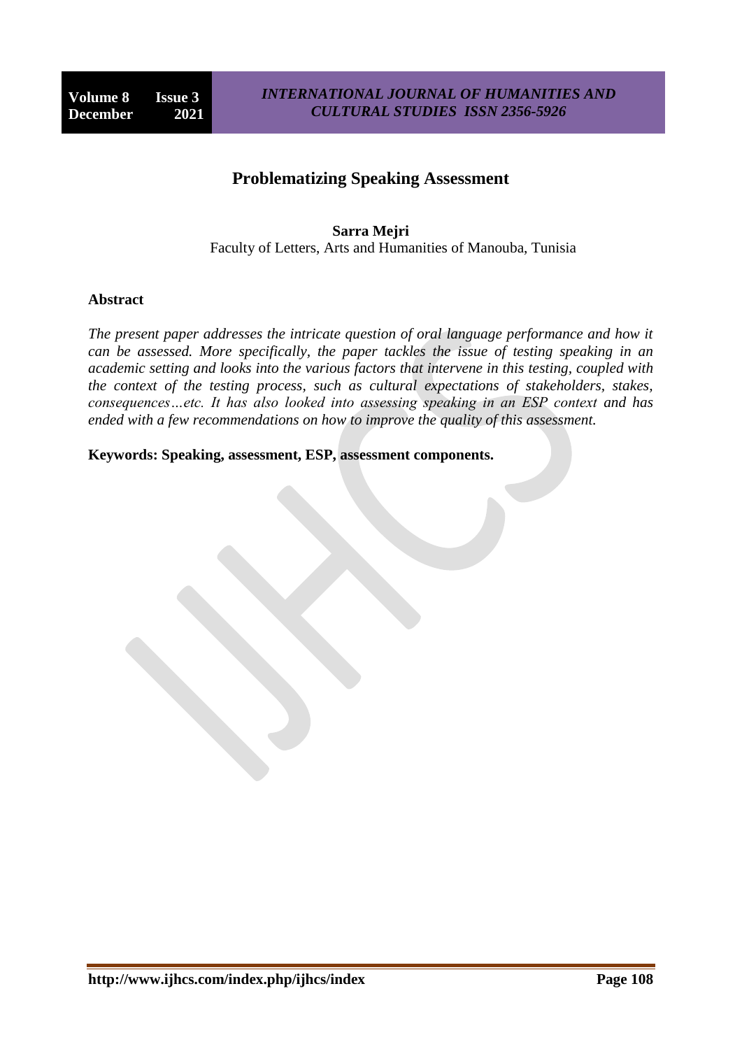# Problematizing Speaking Assessment

**Sarra Mejri**

Faculty of Letters, Arts and Humanities of Manouba, Tunisia

## Abstract

*The present paper addresses the intricate question of oral language performance and how it can be assessed. More specifically, the paper tackles the issue of testing speaking in an academic setting and looks into the various factors that intervene in this testing, coupled with the context of the testing process, such as cultural expectations of stakeholders, stakes, consequences…etc. It has also looked into assessing speaking in an ESP context and has ended with a few recommendations on how to improve the quality of this assessment.*

**Keywords: Speaking, assessment, ESP, assessment components.**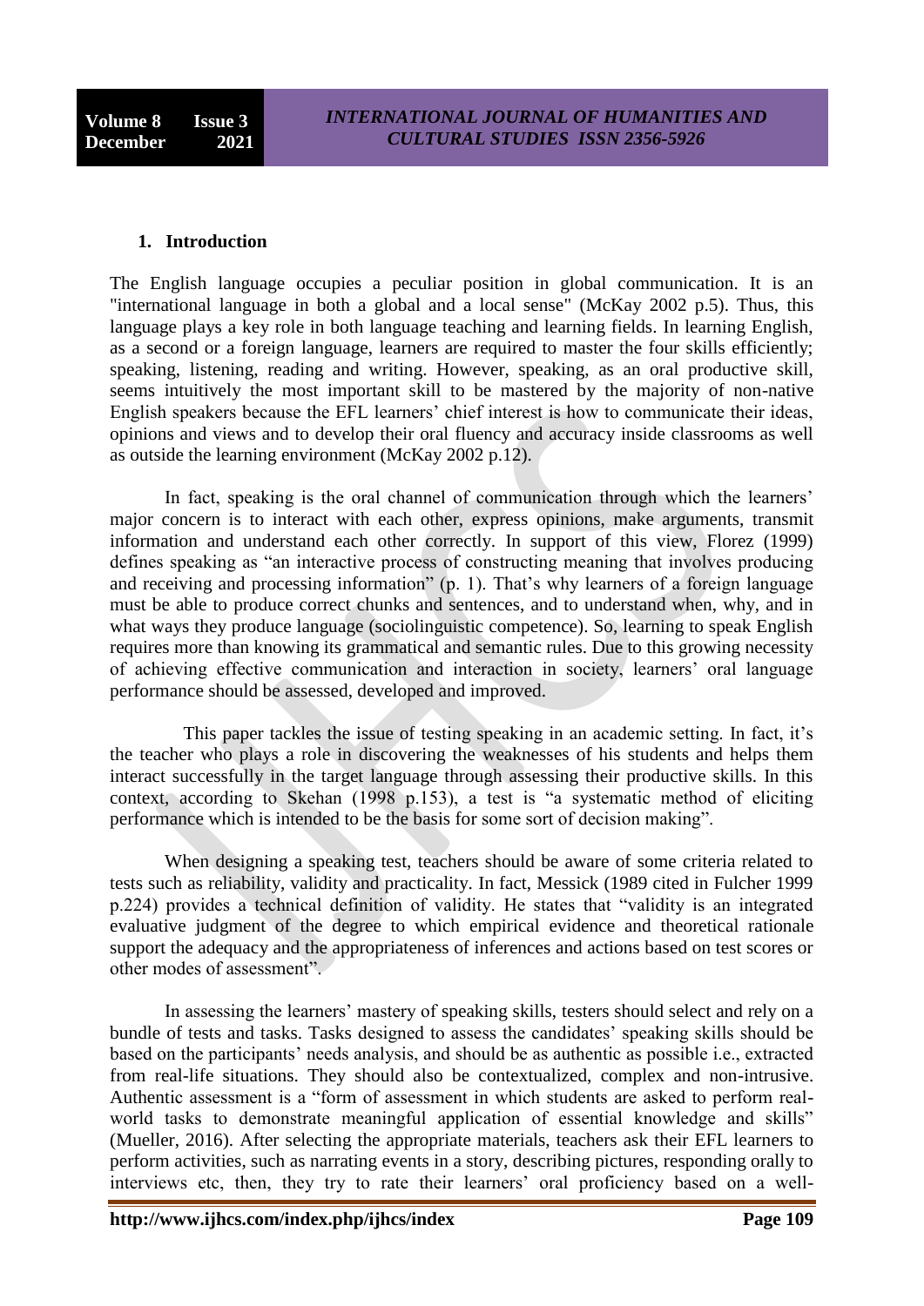## 1. Introduction

The English language occupies a peculiar position in global communication. It is an "international language in both a global and a local sense" (McKay 2002 p.5). Thus, this language plays a key role in both language teaching and learning fields. In learning English, as a second or a foreign language, learners are required to master the four skills efficiently; speaking, listening, reading and writing. However, speaking, as an oral productive skill, seems intuitively the most important skill to be mastered by the majority of non-native English speakers because the EFL learners' chief interest is how to communicate their ideas, opinions and views and to develop their oral fluency and accuracy inside classrooms as well as outside the learning environment (McKay 2002 p.12).

In fact, speaking is the oral channel of communication through which the learners' major concern is to interact with each other, express opinions, make arguments, transmit information and understand each other correctly. In support of this view, Florez (1999) defines speaking as "an interactive process of constructing meaning that involves producing and receiving and processing information" (p. 1). That's why learners of a foreign language must be able to produce correct chunks and sentences, and to understand when, why, and in what ways they produce language (sociolinguistic competence). So, learning to speak English requires more than knowing its grammatical and semantic rules. Due to this growing necessity of achieving effective communication and interaction in society, learners' oral language performance should be assessed, developed and improved.

This paper tackles the issue of testing speaking in an academic setting. In fact, it's the teacher who plays a role in discovering the weaknesses of his students and helps them interact successfully in the target language through assessing their productive skills. In this context, according to Skehan (1998 p.153), a test is "a systematic method of eliciting performance which is intended to be the basis for some sort of decision making".

When designing a speaking test, teachers should be aware of some criteria related to tests such as reliability, validity and practicality. In fact, Messick (1989 cited in Fulcher 1999 p.224) provides a technical definition of validity. He states that "validity is an integrated evaluative judgment of the degree to which empirical evidence and theoretical rationale support the adequacy and the appropriateness of inferences and actions based on test scores or other modes of assessment".

In assessing the learners' mastery of speaking skills, testers should select and rely on a bundle of tests and tasks. Tasks designed to assess the candidates' speaking skills should be based on the participants' needs analysis, and should be as authentic as possible i.e., extracted from real-life situations. They should also be contextualized, complex and non-intrusive. Authentic assessment is a "form of assessment in which students are asked to perform real-world tasks to demonstrate meaningful application of essential knowledge and skills" (Mueller, 2016). After selecting the appropriate materials, teachers ask their EFL learners to perform activities, such as narrating events in a story, describing pictures, responding orally to interviews etc, then, they try to rate their learners' oral proficiency based on a well-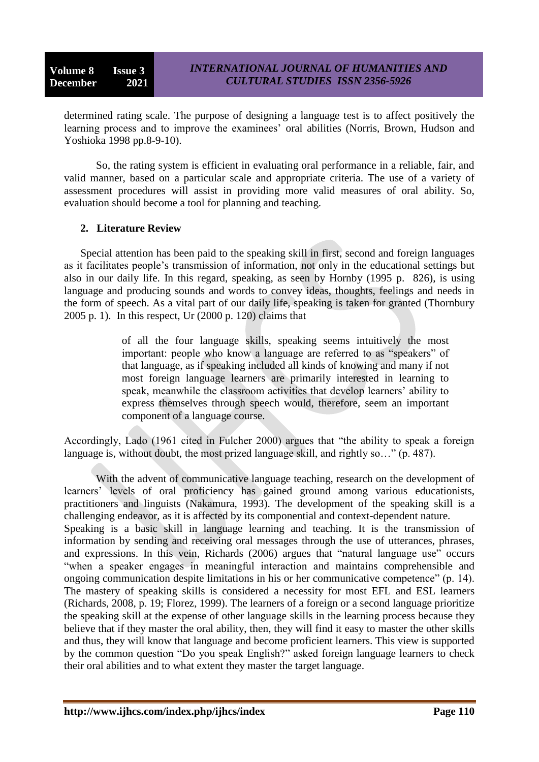determined rating scale. The purpose of designing a language test is to affect positively the learning process and to improve the examinees' oral abilities (Norris, Brown, Hudson and Yoshioka 1998 pp.8-9-10).

So, the rating system is efficient in evaluating oral performance in a reliable, fair, and valid manner, based on a particular scale and appropriate criteria. The use of a variety of assessment procedures will assist in providing more valid measures of oral ability. So, evaluation should become a tool for planning and teaching.

## 2. Literature Review

Special attention has been paid to the speaking skill in first, second and foreign languages as it facilitates people's transmission of information, not only in the educational settings but also in our daily life. In this regard, speaking, as seen by Hornby (1995 p. 826), is using language and producing sounds and words to convey ideas, thoughts, feelings and needs in the form of speech. As a vital part of our daily life, speaking is taken for granted (Thornbury 2005 p. 1). In this respect, Ur (2000 p. 120) claims that

> of all the four language skills, speaking seems intuitively the most important: people who know a language are referred to as "speakers" of that language, as if speaking included all kinds of knowing and many if not most foreign language learners are primarily interested in learning to speak, meanwhile the classroom activities that develop learners' ability to express themselves through speech would, therefore, seem an important component of a language course.

Accordingly, Lado (1961 cited in Fulcher 2000) argues that "the ability to speak a foreign language is, without doubt, the most prized language skill, and rightly so…" (p. 487).

With the advent of communicative language teaching, research on the development of learners' levels of oral proficiency has gained ground among various educationists, practitioners and linguists (Nakamura, 1993). The development of the speaking skill is a challenging endeavor, as it is affected by its componential and context-dependent nature.

Speaking is a basic skill in language learning and teaching. It is the transmission of information by sending and receiving oral messages through the use of utterances, phrases, and expressions. In this vein, Richards (2006) argues that "natural language use" occurs "when a speaker engages in meaningful interaction and maintains comprehensible and ongoing communication despite limitations in his or her communicative competence" (p. 14). The mastery of speaking skills is considered a necessity for most EFL and ESL learners (Richards, 2008, p. 19; Florez, 1999). The learners of a foreign or a second language prioritize the speaking skill at the expense of other language skills in the learning process because they believe that if they master the oral ability, then, they will find it easy to master the other skills and thus, they will know that language and become proficient learners. This view is supported by the common question "Do you speak English?" asked foreign language learners to check their oral abilities and to what extent they master the target language.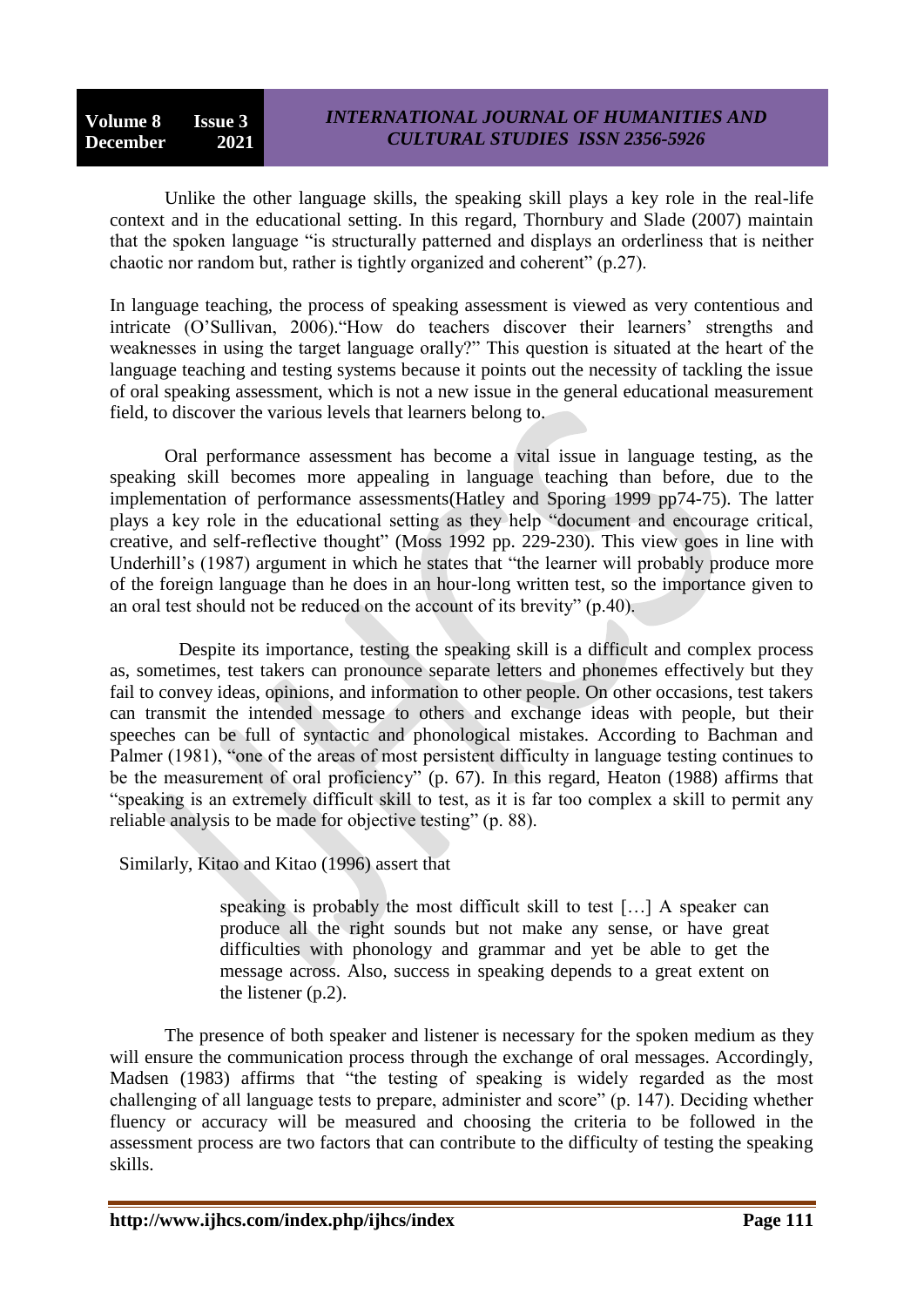Unlike the other language skills, the speaking skill plays a key role in the real-life context and in the educational setting. In this regard, Thornbury and Slade (2007) maintain that the spoken language "is structurally patterned and displays an orderliness that is neither chaotic nor random but, rather is tightly organized and coherent" (p.27).

In language teaching, the process of speaking assessment is viewed as very contentious and intricate (O'Sullivan, 2006)."How do teachers discover their learners' strengths and weaknesses in using the target language orally?" This question is situated at the heart of the language teaching and testing systems because it points out the necessity of tackling the issue of oral speaking assessment, which is not a new issue in the general educational measurement field, to discover the various levels that learners belong to.

Oral performance assessment has become a vital issue in language testing, as the speaking skill becomes more appealing in language teaching than before, due to the implementation of performance assessments(Hatley and Sporing 1999 pp74-75). The latter plays a key role in the educational setting as they help "document and encourage critical, creative, and self-reflective thought" (Moss 1992 pp. 229-230). This view goes in line with Underhill's (1987) argument in which he states that "the learner will probably produce more of the foreign language than he does in an hour-long written test, so the importance given to an oral test should not be reduced on the account of its brevity" (p.40).

Despite its importance, testing the speaking skill is a difficult and complex process as, sometimes, test takers can pronounce separate letters and phonemes effectively but they fail to convey ideas, opinions, and information to other people. On other occasions, test takers can transmit the intended message to others and exchange ideas with people, but their speeches can be full of syntactic and phonological mistakes. According to Bachman and Palmer (1981), "one of the areas of most persistent difficulty in language testing continues to be the measurement of oral proficiency" (p. 67). In this regard, Heaton (1988) affirms that "speaking is an extremely difficult skill to test, as it is far too complex a skill to permit any reliable analysis to be made for objective testing" (p. 88).

Similarly, Kitao and Kitao (1996) assert that

> speaking is probably the most difficult skill to test […] A speaker can produce all the right sounds but not make any sense, or have great difficulties with phonology and grammar and yet be able to get the message across. Also, success in speaking depends to a great extent on the listener (p.2).

The presence of both speaker and listener is necessary for the spoken medium as they will ensure the communication process through the exchange of oral messages. Accordingly, Madsen (1983) affirms that "the testing of speaking is widely regarded as the most challenging of all language tests to prepare, administer and score" (p. 147). Deciding whether fluency or accuracy will be measured and choosing the criteria to be followed in the assessment process are two factors that can contribute to the difficulty of testing the speaking skills.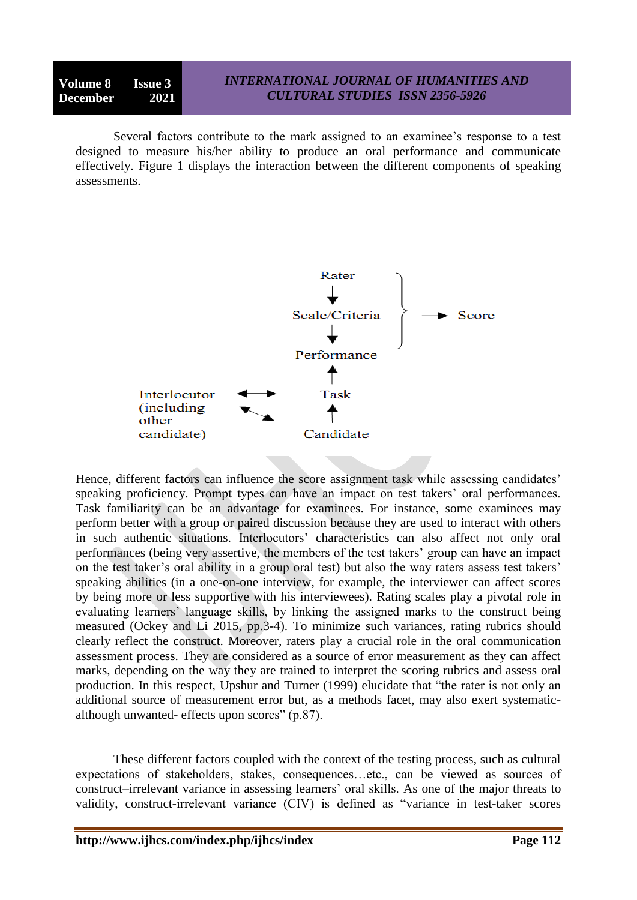Several factors contribute to the mark assigned to an examinee's response to a test designed to measure his/her ability to produce an oral performance and communicate effectively. Figure 1 displays the interaction between the different components of speaking assessments.

```
                                   Rater           ┐
                                     ↓             │
                               Scale/Criteria      ├  ──►  Score
                                     ↓             │
                                Performance        ┘
                                     ↑
Interlocutor        ◄──►           Task
(including          ↖↘               ↑
other                             Candidate
candidate)
```

Hence, different factors can influence the score assignment task while assessing candidates' speaking proficiency. Prompt types can have an impact on test takers' oral performances. Task familiarity can be an advantage for examinees. For instance, some examinees may perform better with a group or paired discussion because they are used to interact with others in such authentic situations. Interlocutors' characteristics can also affect not only oral performances (being very assertive, the members of the test takers' group can have an impact on the test taker's oral ability in a group oral test) but also the way raters assess test takers' speaking abilities (in a one-on-one interview, for example, the interviewer can affect scores by being more or less supportive with his interviewees). Rating scales play a pivotal role in evaluating learners' language skills, by linking the assigned marks to the construct being measured (Ockey and Li 2015, pp.3-4). To minimize such variances, rating rubrics should clearly reflect the construct. Moreover, raters play a crucial role in the oral communication assessment process. They are considered as a source of error measurement as they can affect marks, depending on the way they are trained to interpret the scoring rubrics and assess oral production. In this respect, Upshur and Turner (1999) elucidate that "the rater is not only an additional source of measurement error but, as a methods facet, may also exert systematic- although unwanted- effects upon scores" (p.87).

These different factors coupled with the context of the testing process, such as cultural expectations of stakeholders, stakes, consequences…etc., can be viewed as sources of construct–irrelevant variance in assessing learners' oral skills. As one of the major threats to validity, construct-irrelevant variance (CIV) is defined as "variance in test-taker scores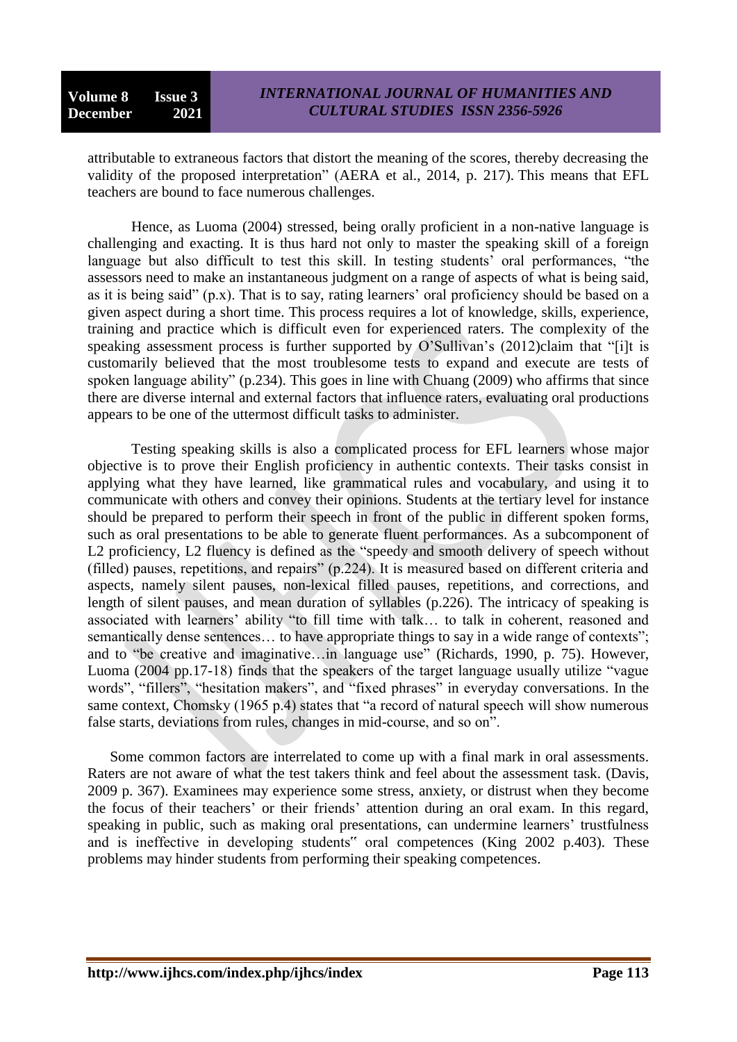attributable to extraneous factors that distort the meaning of the scores, thereby decreasing the validity of the proposed interpretation" (AERA et al., 2014, p. 217). This means that EFL teachers are bound to face numerous challenges.

Hence, as Luoma (2004) stressed, being orally proficient in a non-native language is challenging and exacting. It is thus hard not only to master the speaking skill of a foreign language but also difficult to test this skill. In testing students' oral performances, "the assessors need to make an instantaneous judgment on a range of aspects of what is being said, as it is being said" (p.x). That is to say, rating learners' oral proficiency should be based on a given aspect during a short time. This process requires a lot of knowledge, skills, experience, training and practice which is difficult even for experienced raters. The complexity of the speaking assessment process is further supported by O'Sullivan's (2012)claim that "[i]t is customarily believed that the most troublesome tests to expand and execute are tests of spoken language ability" (p.234). This goes in line with Chuang (2009) who affirms that since there are diverse internal and external factors that influence raters, evaluating oral productions appears to be one of the uttermost difficult tasks to administer.

Testing speaking skills is also a complicated process for EFL learners whose major objective is to prove their English proficiency in authentic contexts. Their tasks consist in applying what they have learned, like grammatical rules and vocabulary, and using it to communicate with others and convey their opinions. Students at the tertiary level for instance should be prepared to perform their speech in front of the public in different spoken forms, such as oral presentations to be able to generate fluent performances. As a subcomponent of L2 proficiency, L2 fluency is defined as the "speedy and smooth delivery of speech without (filled) pauses, repetitions, and repairs" (p.224). It is measured based on different criteria and aspects, namely silent pauses, non-lexical filled pauses, repetitions, and corrections, and length of silent pauses, and mean duration of syllables (p.226). The intricacy of speaking is associated with learners' ability "to fill time with talk… to talk in coherent, reasoned and semantically dense sentences… to have appropriate things to say in a wide range of contexts"; and to "be creative and imaginative…in language use" (Richards, 1990, p. 75). However, Luoma (2004 pp.17-18) finds that the speakers of the target language usually utilize "vague words", "fillers", "hesitation makers", and "fixed phrases" in everyday conversations. In the same context, Chomsky (1965 p.4) states that "a record of natural speech will show numerous false starts, deviations from rules, changes in mid-course, and so on".

Some common factors are interrelated to come up with a final mark in oral assessments. Raters are not aware of what the test takers think and feel about the assessment task. (Davis, 2009 p. 367). Examinees may experience some stress, anxiety, or distrust when they become the focus of their teachers' or their friends' attention during an oral exam. In this regard, speaking in public, such as making oral presentations, can undermine learners' trustfulness and is ineffective in developing students" oral competences (King 2002 p.403). These problems may hinder students from performing their speaking competences.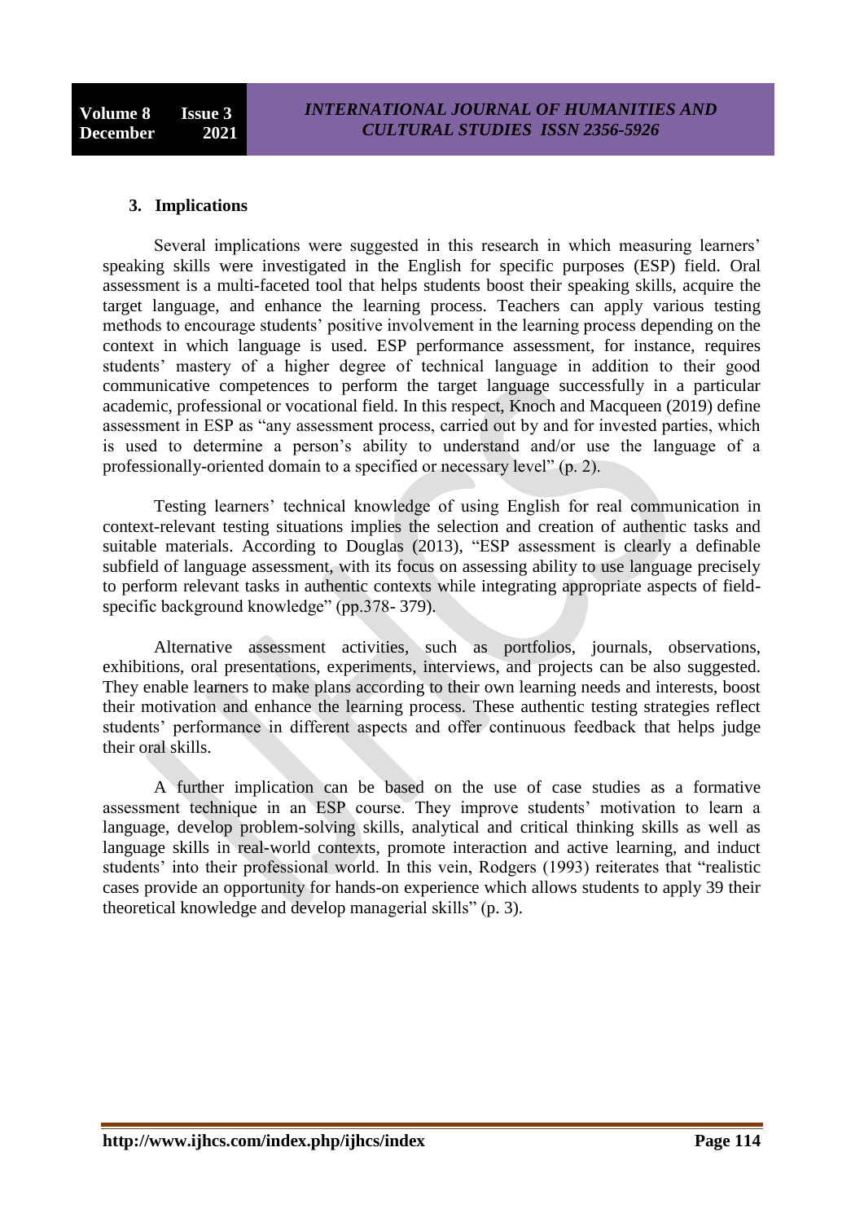### 3. Implications

Several implications were suggested in this research in which measuring learners' speaking skills were investigated in the English for specific purposes (ESP) field. Oral assessment is a multi-faceted tool that helps students boost their speaking skills, acquire the target language, and enhance the learning process. Teachers can apply various testing methods to encourage students' positive involvement in the learning process depending on the context in which language is used. ESP performance assessment, for instance, requires students' mastery of a higher degree of technical language in addition to their good communicative competences to perform the target language successfully in a particular academic, professional or vocational field. In this respect, Knoch and Macqueen (2019) define assessment in ESP as "any assessment process, carried out by and for invested parties, which is used to determine a person's ability to understand and/or use the language of a professionally-oriented domain to a specified or necessary level" (p. 2).

Testing learners' technical knowledge of using English for real communication in context-relevant testing situations implies the selection and creation of authentic tasks and suitable materials. According to Douglas (2013), "ESP assessment is clearly a definable subfield of language assessment, with its focus on assessing ability to use language precisely to perform relevant tasks in authentic contexts while integrating appropriate aspects of field-specific background knowledge" (pp.378- 379).

Alternative assessment activities, such as portfolios, journals, observations, exhibitions, oral presentations, experiments, interviews, and projects can be also suggested. They enable learners to make plans according to their own learning needs and interests, boost their motivation and enhance the learning process. These authentic testing strategies reflect students' performance in different aspects and offer continuous feedback that helps judge their oral skills.

A further implication can be based on the use of case studies as a formative assessment technique in an ESP course. They improve students' motivation to learn a language, develop problem-solving skills, analytical and critical thinking skills as well as language skills in real-world contexts, promote interaction and active learning, and induct students' into their professional world. In this vein, Rodgers (1993) reiterates that "realistic cases provide an opportunity for hands-on experience which allows students to apply 39 their theoretical knowledge and develop managerial skills" (p. 3).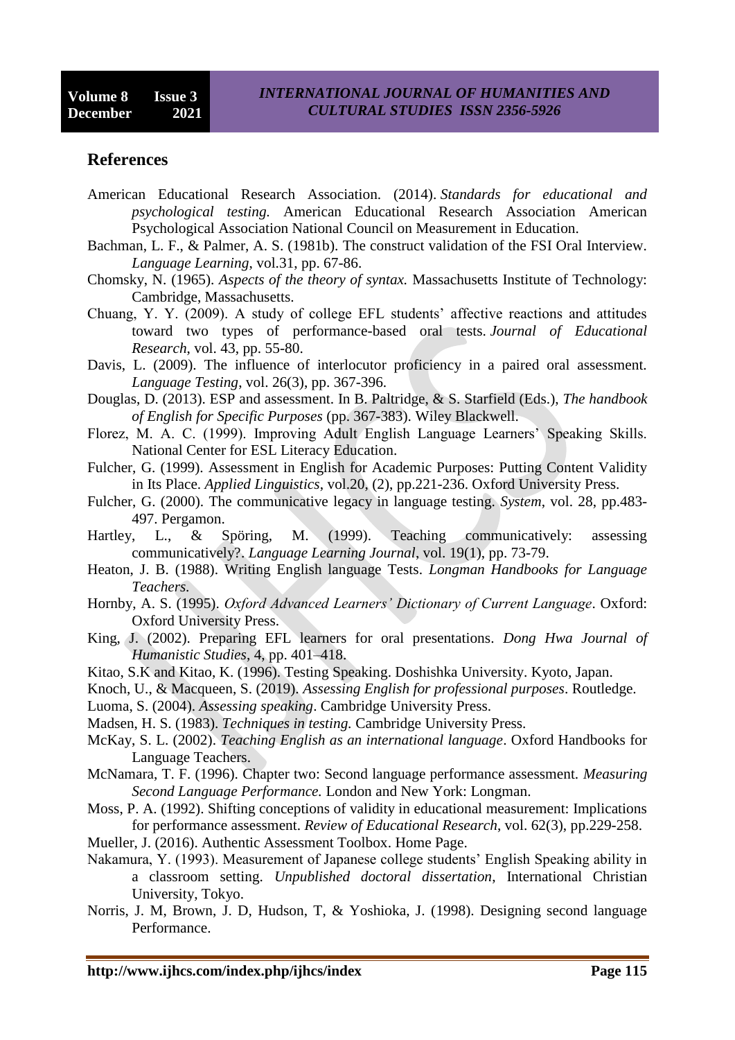## References

American Educational Research Association. (2014). *Standards for educational and psychological testing.* American Educational Research Association American Psychological Association National Council on Measurement in Education.

Bachman, L. F., & Palmer, A. S. (1981b). The construct validation of the FSI Oral Interview. *Language Learning*, vol.31, pp. 67-86.

Chomsky, N. (1965). *Aspects of the theory of syntax.* Massachusetts Institute of Technology: Cambridge, Massachusetts.

Chuang, Y. Y. (2009). A study of college EFL students' affective reactions and attitudes toward two types of performance-based oral tests. *Journal of Educational Research*, vol. 43, pp. 55-80.

Davis, L. (2009). The influence of interlocutor proficiency in a paired oral assessment. *Language Testing*, vol. 26(3), pp. 367-396.

Douglas, D. (2013). ESP and assessment. In B. Paltridge, & S. Starfield (Eds.), *The handbook of English for Specific Purposes* (pp. 367-383). Wiley Blackwell.

Florez, M. A. C. (1999). Improving Adult English Language Learners' Speaking Skills. National Center for ESL Literacy Education.

Fulcher, G. (1999). Assessment in English for Academic Purposes: Putting Content Validity in Its Place. *Applied Linguistics*, vol.20, (2), pp.221-236. Oxford University Press.

Fulcher, G. (2000). The communicative legacy in language testing. *System*, vol. 28, pp.483-497. Pergamon.

Hartley, L., & Spöring, M. (1999). Teaching communicatively: assessing communicatively?. *Language Learning Journal*, vol. 19(1), pp. 73-79.

Heaton, J. B. (1988). Writing English language Tests. *Longman Handbooks for Language Teachers.*

Hornby, A. S. (1995). *Oxford Advanced Learners' Dictionary of Current Language*. Oxford: Oxford University Press.

King, J. (2002). Preparing EFL learners for oral presentations. *Dong Hwa Journal of Humanistic Studies*, 4, pp. 401–418.

Kitao, S.K and Kitao, K. (1996). Testing Speaking. Doshishka University. Kyoto, Japan.

Knoch, U., & Macqueen, S. (2019). *Assessing English for professional purposes*. Routledge.

Luoma, S. (2004). *Assessing speaking*. Cambridge University Press.

Madsen, H. S. (1983). *Techniques in testing.* Cambridge University Press.

McKay, S. L. (2002). *Teaching English as an international language*. Oxford Handbooks for Language Teachers.

McNamara, T. F. (1996). Chapter two: Second language performance assessment. *Measuring Second Language Performance.* London and New York: Longman.

Moss, P. A. (1992). Shifting conceptions of validity in educational measurement: Implications for performance assessment. *Review of Educational Research*, vol. 62(3), pp.229-258.

Mueller, J. (2016). Authentic Assessment Toolbox. Home Page.

Nakamura, Y. (1993). Measurement of Japanese college students' English Speaking ability in a classroom setting. *Unpublished doctoral dissertation*, International Christian University, Tokyo.

Norris, J. M, Brown, J. D, Hudson, T, & Yoshioka, J. (1998). Designing second language Performance.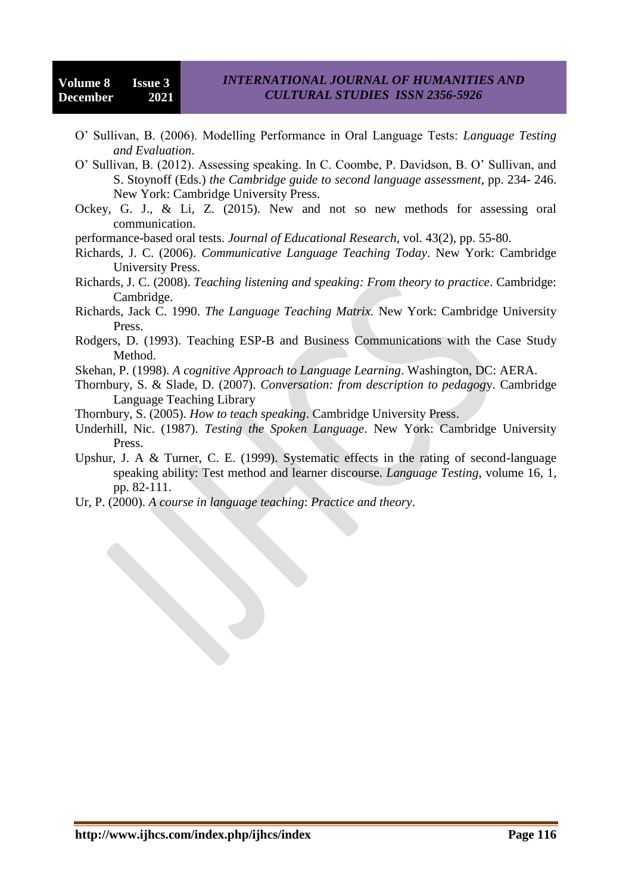O' Sullivan, B. (2006). Modelling Performance in Oral Language Tests: *Language Testing and Evaluation*.

O' Sullivan, B. (2012). Assessing speaking. In C. Coombe, P. Davidson, B. O' Sullivan, and S. Stoynoff (Eds.) *the Cambridge guide to second language assessment*, pp. 234- 246. New York: Cambridge University Press.

Ockey, G. J., & Li, Z. (2015). New and not so new methods for assessing oral communication.

performance-based oral tests. *Journal of Educational Research*, vol. 43(2), pp. 55-80.

Richards, J. C. (2006). *Communicative Language Teaching Today*. New York: Cambridge University Press.

Richards, J. C. (2008). *Teaching listening and speaking: From theory to practice*. Cambridge: Cambridge.

Richards, Jack C. 1990. *The Language Teaching Matrix.* New York: Cambridge University Press.

Rodgers, D. (1993). Teaching ESP-B and Business Communications with the Case Study Method.

Skehan, P. (1998). *A cognitive Approach to Language Learning*. Washington, DC: AERA.

Thornbury, S. & Slade, D. (2007). *Conversation: from description to pedagog*y. Cambridge Language Teaching Library

Thornbury, S. (2005). *How to teach speaking*. Cambridge University Press.

Underhill, Nic. (1987). *Testing the Spoken Language*. New York: Cambridge University Press.

Upshur, J. A & Turner, C. E. (1999). Systematic effects in the rating of second-language speaking ability: Test method and learner discourse. *Language Testing*, volume 16, 1, pp. 82-111.

Ur, P. (2000). *A course in language teaching*: *Practice and theory*.